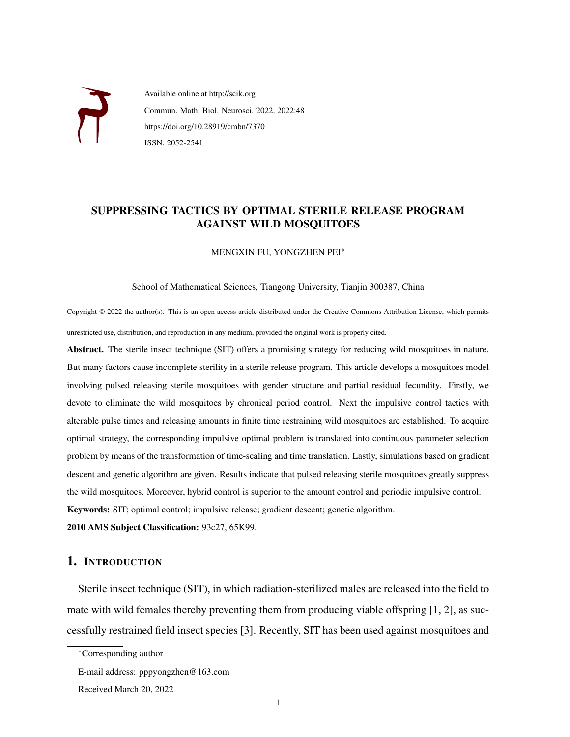Available online at http://scik.org

Commun. Math. Biol. Neurosci. 2022, 2022:48

https://doi.org/10.28919/cmbn/7370

ISSN: 2052-2541

# SUPPRESSING TACTICS BY OPTIMAL STERILE RELEASE PROGRAM AGAINST WILD MOSQUITOES

MENGXIN FU, YONGZHEN PEI*

School of Mathematical Sciences, Tiangong University, Tianjin 300387, China

Copyright © 2022 the author(s). This is an open access article distributed under the Creative Commons Attribution License, which permits unrestricted use, distribution, and reproduction in any medium, provided the original work is properly cited.

**Abstract.** The sterile insect technique (SIT) offers a promising strategy for reducing wild mosquitoes in nature. But many factors cause incomplete sterility in a sterile release program. This article develops a mosquitoes model involving pulsed releasing sterile mosquitoes with gender structure and partial residual fecundity. Firstly, we devote to eliminate the wild mosquitoes by chronical period control. Next the impulsive control tactics with alterable pulse times and releasing amounts in finite time restraining wild mosquitoes are established. To acquire optimal strategy, the corresponding impulsive optimal problem is translated into continuous parameter selection problem by means of the transformation of time-scaling and time translation. Lastly, simulations based on gradient descent and genetic algorithm are given. Results indicate that pulsed releasing sterile mosquitoes greatly suppress the wild mosquitoes. Moreover, hybrid control is superior to the amount control and periodic impulsive control.

**Keywords:** SIT; optimal control; impulsive release; gradient descent; genetic algorithm.

**2010 AMS Subject Classification:** 93c27, 65K99.

## 1. Introduction

Sterile insect technique (SIT), in which radiation-sterilized males are released into the field to mate with wild females thereby preventing them from producing viable offspring [1, 2], as successfully restrained field insect species [3]. Recently, SIT has been used against mosquitoes and

---

*Corresponding author

E-mail address: pppyongzhen@163.com

Received March 20, 2022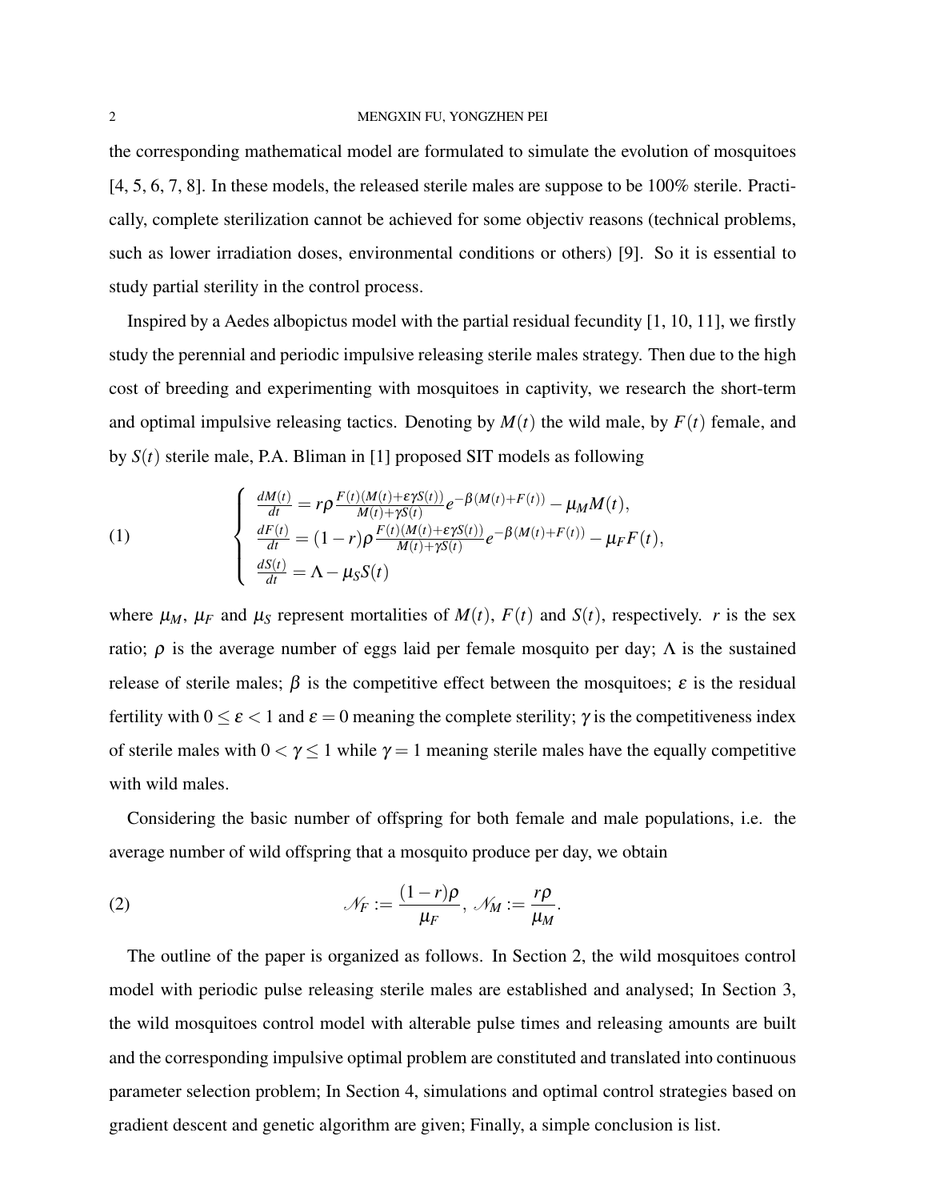the corresponding mathematical model are formulated to simulate the evolution of mosquitoes [4, 5, 6, 7, 8]. In these models, the released sterile males are suppose to be 100% sterile. Practically, complete sterilization cannot be achieved for some objectiv reasons (technical problems, such as lower irradiation doses, environmental conditions or others) [9]. So it is essential to study partial sterility in the control process.

Inspired by a Aedes albopictus model with the partial residual fecundity [1, 10, 11], we firstly study the perennial and periodic impulsive releasing sterile males strategy. Then due to the high cost of breeding and experimenting with mosquitoes in captivity, we research the short-term and optimal impulsive releasing tactics. Denoting by $M(t)$ the wild male, by $F(t)$ female, and by $S(t)$ sterile male, P.A. Bliman in [1] proposed SIT models as following

$$
\begin{cases}
\frac{dM(t)}{dt} = r\rho \frac{F(t)(M(t)+\varepsilon\gamma S(t))}{M(t)+\gamma S(t)} e^{-\beta(M(t)+F(t))} - \mu_M M(t), \\
\frac{dF(t)}{dt} = (1-r)\rho \frac{F(t)(M(t)+\varepsilon\gamma S(t))}{M(t)+\gamma S(t)} e^{-\beta(M(t)+F(t))} - \mu_F F(t), \\
\frac{dS(t)}{dt} = \Lambda - \mu_S S(t)
\end{cases}
\tag{1}
$$

where $\mu_M$, $\mu_F$ and $\mu_S$ represent mortalities of $M(t)$, $F(t)$ and $S(t)$, respectively. $r$ is the sex ratio; $\rho$ is the average number of eggs laid per female mosquito per day; $\Lambda$ is the sustained release of sterile males; $\beta$ is the competitive effect between the mosquitoes; $\varepsilon$ is the residual fertility with $0 \leq \varepsilon < 1$ and $\varepsilon = 0$ meaning the complete sterility; $\gamma$ is the competitiveness index of sterile males with $0 < \gamma \leq 1$ while $\gamma = 1$ meaning sterile males have the equally competitive with wild males.

Considering the basic number of offspring for both female and male populations, i.e. the average number of wild offspring that a mosquito produce per day, we obtain

$$
\mathcal{N}_F := \frac{(1-r)\rho}{\mu_F}, \; \mathcal{N}_M := \frac{r\rho}{\mu_M}. \tag{2}
$$

The outline of the paper is organized as follows. In Section 2, the wild mosquitoes control model with periodic pulse releasing sterile males are established and analysed; In Section 3, the wild mosquitoes control model with alterable pulse times and releasing amounts are built and the corresponding impulsive optimal problem are constituted and translated into continuous parameter selection problem; In Section 4, simulations and optimal control strategies based on gradient descent and genetic algorithm are given; Finally, a simple conclusion is list.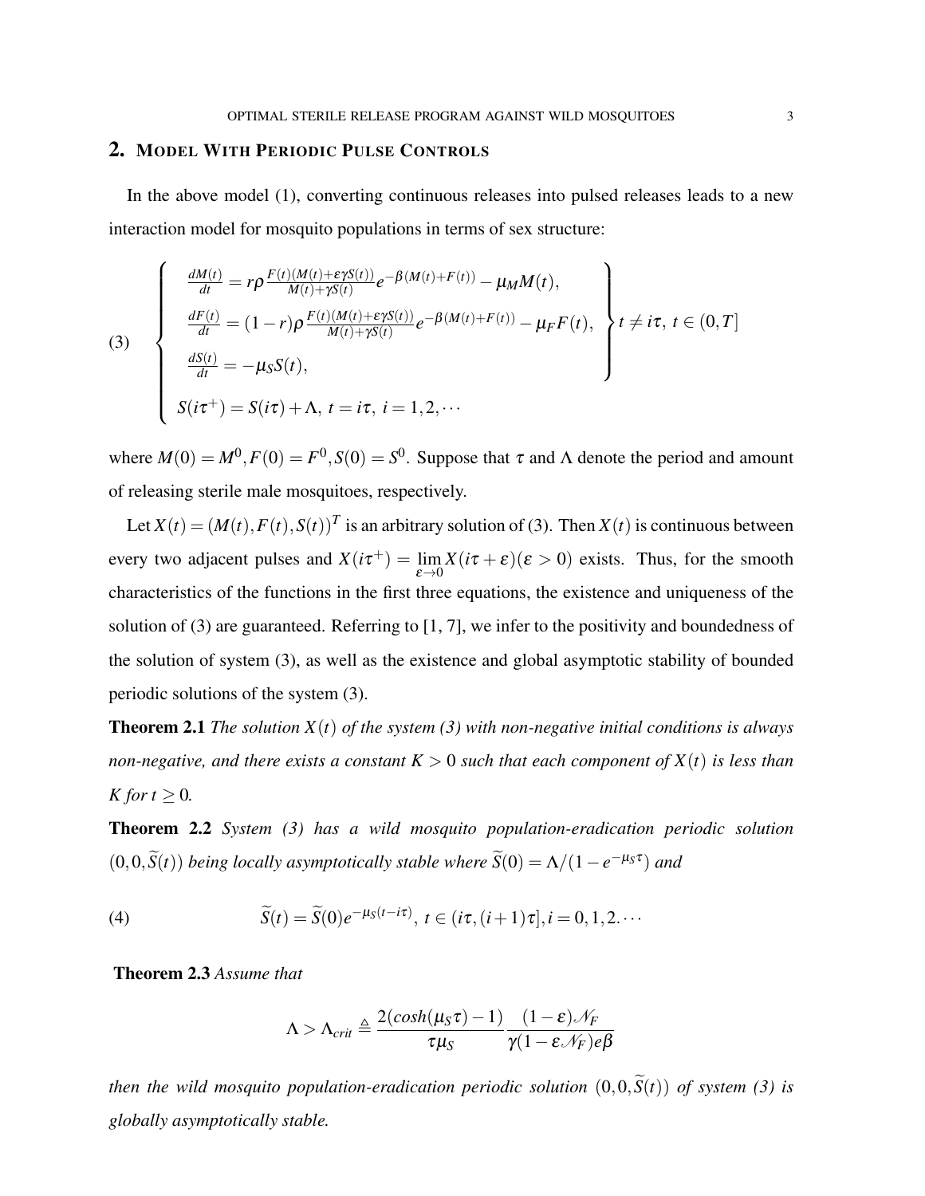## 2. Model With Periodic Pulse Controls

In the above model (1), converting continuous releases into pulsed releases leads to a new interaction model for mosquito populations in terms of sex structure:

$$
\left\{
\begin{array}{l}
\left.
\begin{array}{l}
\frac{dM(t)}{dt} = r\rho \frac{F(t)(M(t)+\varepsilon\gamma S(t))}{M(t)+\gamma S(t)} e^{-\beta(M(t)+F(t))} - \mu_M M(t), \\
\frac{dF(t)}{dt} = (1-r)\rho \frac{F(t)(M(t)+\varepsilon\gamma S(t))}{M(t)+\gamma S(t)} e^{-\beta(M(t)+F(t))} - \mu_F F(t), \\
\frac{dS(t)}{dt} = -\mu_S S(t),
\end{array}
\right\} t \neq i\tau,\ t \in (0,T] \\
S(i\tau^+) = S(i\tau) + \Lambda,\ t = i\tau,\ i = 1,2,\cdots
\end{array}
\right. \tag{3}
$$

where $M(0) = M^0, F(0) = F^0, S(0) = S^0$. Suppose that $\tau$ and $\Lambda$ denote the period and amount of releasing sterile male mosquitoes, respectively.

Let $X(t) = (M(t),F(t),S(t))^T$ is an arbitrary solution of (3). Then $X(t)$ is continuous between every two adjacent pulses and $X(i\tau^+) = \lim_{\varepsilon\to 0} X(i\tau+\varepsilon)(\varepsilon > 0)$ exists. Thus, for the smooth characteristics of the functions in the first three equations, the existence and uniqueness of the solution of (3) are guaranteed. Referring to [1, 7], we infer to the positivity and boundedness of the solution of system (3), as well as the existence and global asymptotic stability of bounded periodic solutions of the system (3).

**Theorem 2.1** *The solution $X(t)$ of the system (3) with non-negative initial conditions is always non-negative, and there exists a constant $K > 0$ such that each component of $X(t)$ is less than $K$ for $t \geq 0$.*

**Theorem 2.2** *System (3) has a wild mosquito population-eradication periodic solution $(0,0,\widetilde{S}(t))$ being locally asymptotically stable where $\widetilde{S}(0) = \Lambda/(1-e^{-\mu_S\tau})$ and*

$$
\widetilde{S}(t) = \widetilde{S}(0)e^{-\mu_S(t-i\tau)},\ t \in (i\tau,(i+1)\tau], i = 0,1,2.\cdots \tag{4}
$$

**Theorem 2.3** *Assume that*

$$
\Lambda > \Lambda_{crit} \triangleq \frac{2(cosh(\mu_S\tau)-1)}{\tau\mu_S} \frac{(1-\varepsilon)\mathscr{N}_F}{\gamma(1-\varepsilon\mathscr{N}_F)e\beta}
$$

*then the wild mosquito population-eradication periodic solution $(0,0,\widetilde{S}(t))$ of system (3) is globally asymptotically stable.*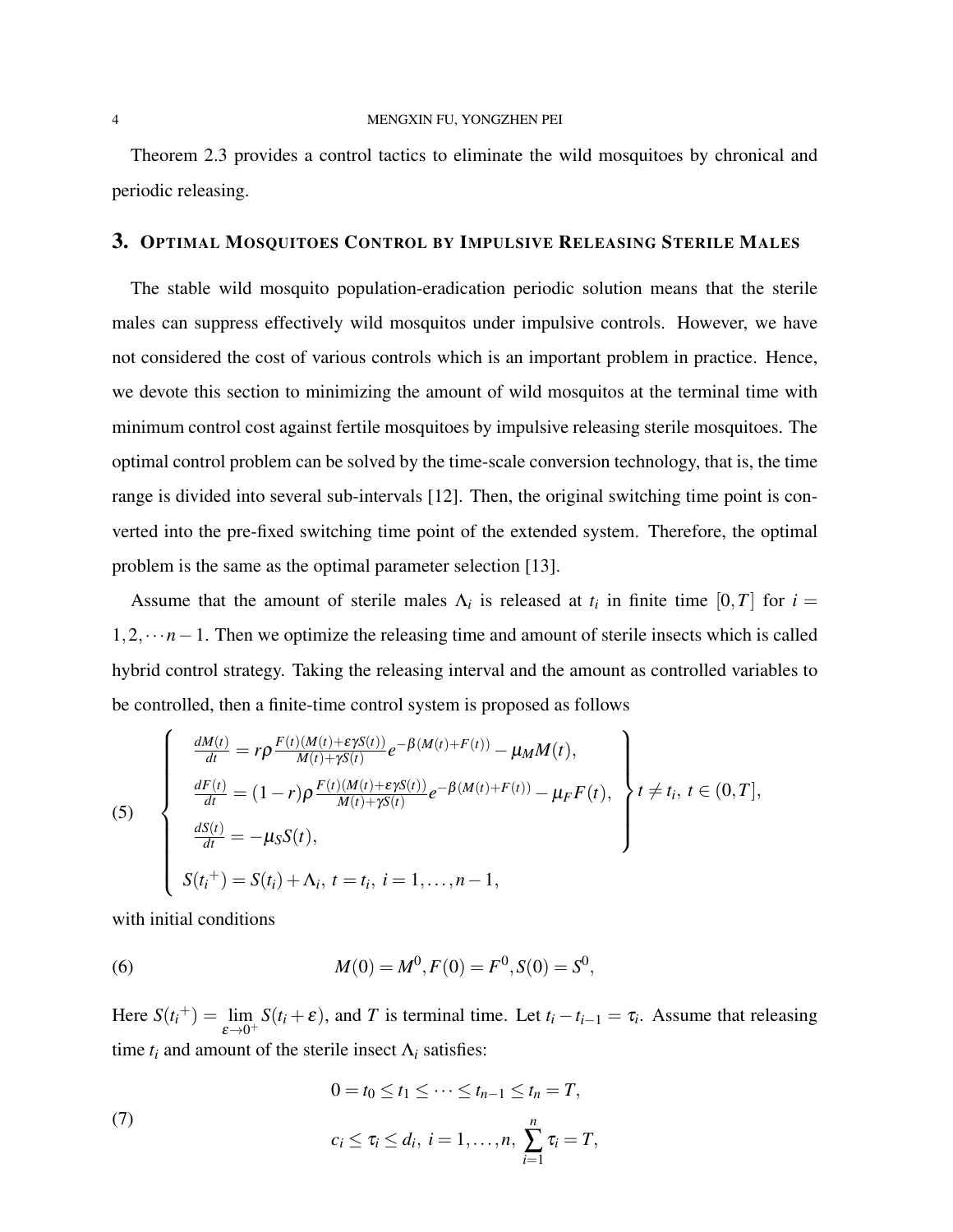Theorem 2.3 provides a control tactics to eliminate the wild mosquitoes by chronical and periodic releasing.

## 3. Optimal Mosquitoes Control by Impulsive Releasing Sterile Males

The stable wild mosquito population-eradication periodic solution means that the sterile males can suppress effectively wild mosquitos under impulsive controls. However, we have not considered the cost of various controls which is an important problem in practice. Hence, we devote this section to minimizing the amount of wild mosquitos at the terminal time with minimum control cost against fertile mosquitoes by impulsive releasing sterile mosquitoes. The optimal control problem can be solved by the time-scale conversion technology, that is, the time range is divided into several sub-intervals [12]. Then, the original switching time point is converted into the pre-fixed switching time point of the extended system. Therefore, the optimal problem is the same as the optimal parameter selection [13].

Assume that the amount of sterile males $\Lambda_i$ is released at $t_i$ in finite time $[0,T]$ for $i = 1,2,\cdots n-1$. Then we optimize the releasing time and amount of sterile insects which is called hybrid control strategy. Taking the releasing interval and the amount as controlled variables to be controlled, then a finite-time control system is proposed as follows

$$
(5) \quad \left\{ \begin{array}{l} \left. \begin{array}{l} \frac{dM(t)}{dt} = r\rho \frac{F(t)(M(t)+\varepsilon\gamma S(t))}{M(t)+\gamma S(t)} e^{-\beta(M(t)+F(t))} - \mu_M M(t), \\ \frac{dF(t)}{dt} = (1-r)\rho \frac{F(t)(M(t)+\varepsilon\gamma S(t))}{M(t)+\gamma S(t)} e^{-\beta(M(t)+F(t))} - \mu_F F(t), \\ \frac{dS(t)}{dt} = -\mu_S S(t), \end{array} \right\} t \neq t_i,\ t \in (0,T], \\ S(t_i{}^+) = S(t_i) + \Lambda_i,\ t = t_i,\ i = 1,\ldots,n-1, \end{array} \right.
$$

with initial conditions

$$
(6) \qquad M(0) = M^0, F(0) = F^0, S(0) = S^0,
$$

Here $S(t_i{}^+) = \lim\limits_{\varepsilon \to 0^+} S(t_i + \varepsilon)$, and $T$ is terminal time. Let $t_i - t_{i-1} = \tau_i$. Assume that releasing time $t_i$ and amount of the sterile insect $\Lambda_i$ satisfies:

$$
(7) \qquad \begin{array}{c} 0 = t_0 \leq t_1 \leq \cdots \leq t_{n-1} \leq t_n = T, \\ c_i \leq \tau_i \leq d_i,\ i = 1,\ldots,n,\ \sum\limits_{i=1}^{n} \tau_i = T, \end{array}
$$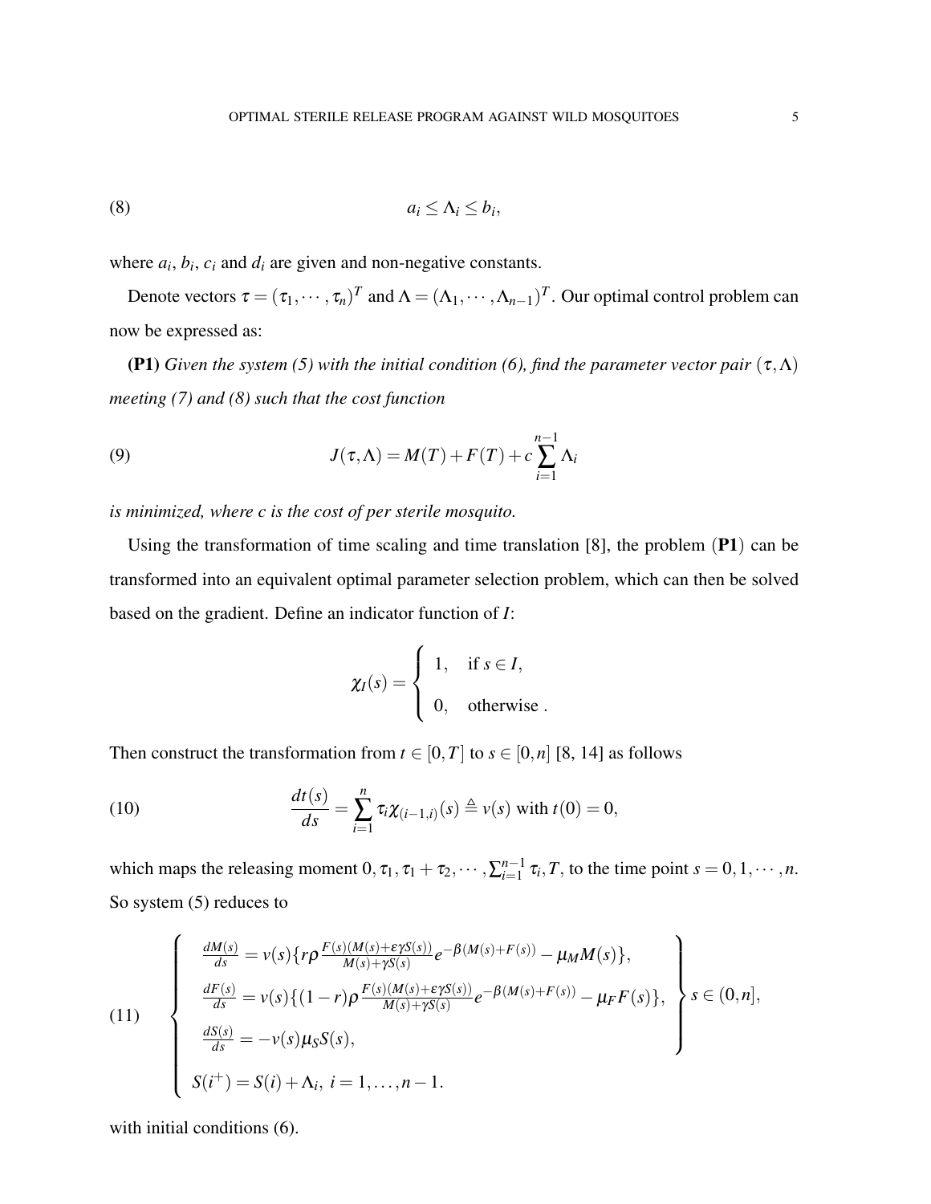$$
a_i \le \Lambda_i \le b_i, \tag{8}
$$

where $a_i$, $b_i$, $c_i$ and $d_i$ are given and non-negative constants.

Denote vectors $\tau = (\tau_1, \cdots, \tau_n)^T$ and $\Lambda = (\Lambda_1, \cdots, \Lambda_{n-1})^T$. Our optimal control problem can now be expressed as:

**(P1)** *Given the system (5) with the initial condition (6), find the parameter vector pair $(\tau, \Lambda)$ meeting (7) and (8) such that the cost function*

$$
J(\tau, \Lambda) = M(T) + F(T) + c\sum_{i=1}^{n-1} \Lambda_i \tag{9}
$$

*is minimized, where c is the cost of per sterile mosquito.*

Using the transformation of time scaling and time translation [8], the problem (**P1**) can be transformed into an equivalent optimal parameter selection problem, which can then be solved based on the gradient. Define an indicator function of $I$:

$$
\chi_I(s) = \begin{cases} 1, & \text{if } s \in I, \\ 0, & \text{otherwise .} \end{cases}
$$

Then construct the transformation from $t \in [0,T]$ to $s \in [0,n]$ [8, 14] as follows

$$
\frac{dt(s)}{ds} = \sum_{i=1}^{n} \tau_i \chi_{(i-1,i)}(s) \triangleq v(s) \text{ with } t(0) = 0, \tag{10}
$$

which maps the releasing moment $0, \tau_1, \tau_1 + \tau_2, \cdots, \sum_{i=1}^{n-1} \tau_i, T$, to the time point $s = 0, 1, \cdots, n$. So system (5) reduces to

$$
\left\{
\begin{aligned}
&\left.
\begin{aligned}
&\frac{dM(s)}{ds} = v(s)\{r\rho \frac{F(s)(M(s)+\varepsilon\gamma S(s))}{M(s)+\gamma S(s)} e^{-\beta(M(s)+F(s))} - \mu_M M(s)\}, \\
&\frac{dF(s)}{ds} = v(s)\{(1-r)\rho \frac{F(s)(M(s)+\varepsilon\gamma S(s))}{M(s)+\gamma S(s)} e^{-\beta(M(s)+F(s))} - \mu_F F(s)\}, \\
&\frac{dS(s)}{ds} = -v(s)\mu_S S(s),
\end{aligned}
\right\} s \in (0,n], \\
&S(i^+) = S(i) + \Lambda_i, \ i = 1, \ldots, n-1.
\end{aligned}
\right. \tag{11}
$$

with initial conditions (6).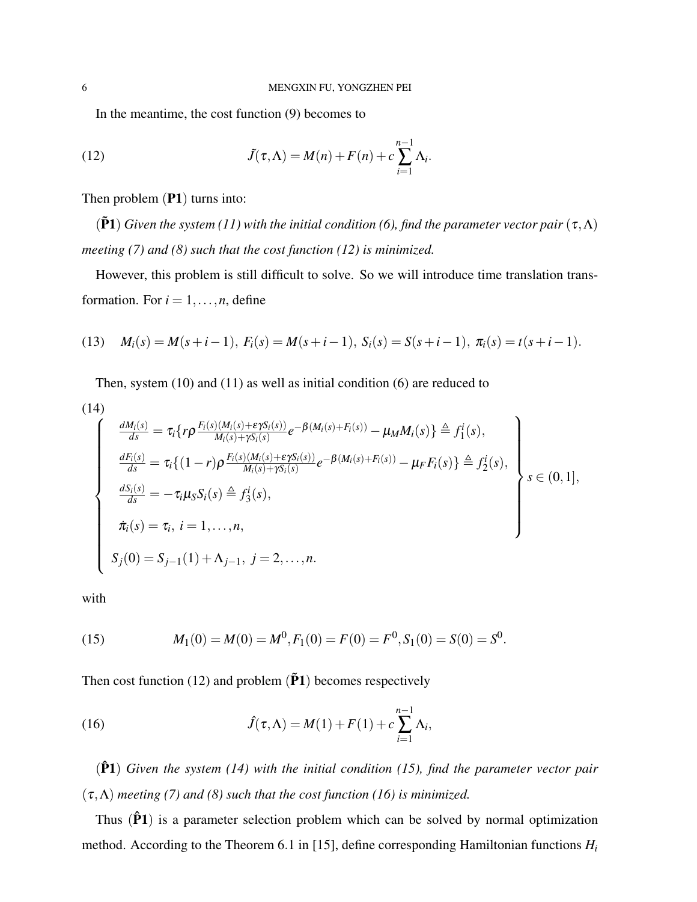In the meantime, the cost function (9) becomes to

$$
\tilde{J}(\tau,\Lambda) = M(n) + F(n) + c\sum_{i=1}^{n-1}\Lambda_i. \tag{12}
$$

Then problem (**P1**) turns into:

($\tilde{\mathbf{P}}\mathbf{1}$) *Given the system (11) with the initial condition (6), find the parameter vector pair $(\tau,\Lambda)$ meeting (7) and (8) such that the cost function (12) is minimized.*

However, this problem is still difficult to solve. So we will introduce time translation transformation. For $i = 1,\ldots,n$, define

$$
M_i(s) = M(s+i-1),\ F_i(s) = M(s+i-1),\ S_i(s) = S(s+i-1),\ \pi_i(s) = t(s+i-1). \tag{13}
$$

Then, system (10) and (11) as well as initial condition (6) are reduced to

$$
\left\{
\begin{array}{l}
\frac{dM_i(s)}{ds} = \tau_i\{r\rho\frac{F_i(s)(M_i(s)+\varepsilon\gamma S_i(s))}{M_i(s)+\gamma S_i(s)}e^{-\beta(M_i(s)+F_i(s))} - \mu_M M_i(s)\} \triangleq f_1^i(s), \\
\frac{dF_i(s)}{ds} = \tau_i\{(1-r)\rho\frac{F_i(s)(M_i(s)+\varepsilon\gamma S_i(s))}{M_i(s)+\gamma S_i(s)}e^{-\beta(M_i(s)+F_i(s))} - \mu_F F_i(s)\} \triangleq f_2^i(s), \\
\frac{dS_i(s)}{ds} = -\tau_i\mu_S S_i(s) \triangleq f_3^i(s), \\
\dot{\pi}_i(s) = \tau_i,\ i = 1,\ldots,n, \\
S_j(0) = S_{j-1}(1) + \Lambda_{j-1},\ j = 2,\ldots,n.
\end{array}
\right\} s \in (0,1], \tag{14}
$$

with

$$
M_1(0) = M(0) = M^0, F_1(0) = F(0) = F^0, S_1(0) = S(0) = S^0. \tag{15}
$$

Then cost function (12) and problem ($\tilde{\mathbf{P}}\mathbf{1}$) becomes respectively

$$
\hat{J}(\tau,\Lambda) = M(1) + F(1) + c\sum_{i=1}^{n-1}\Lambda_i, \tag{16}
$$

($\hat{\mathbf{P}}\mathbf{1}$) *Given the system (14) with the initial condition (15), find the parameter vector pair $(\tau,\Lambda)$ meeting (7) and (8) such that the cost function (16) is minimized.*

Thus ($\hat{\mathbf{P}}\mathbf{1}$) is a parameter selection problem which can be solved by normal optimization method. According to the Theorem 6.1 in [15], define corresponding Hamiltonian functions $H_i$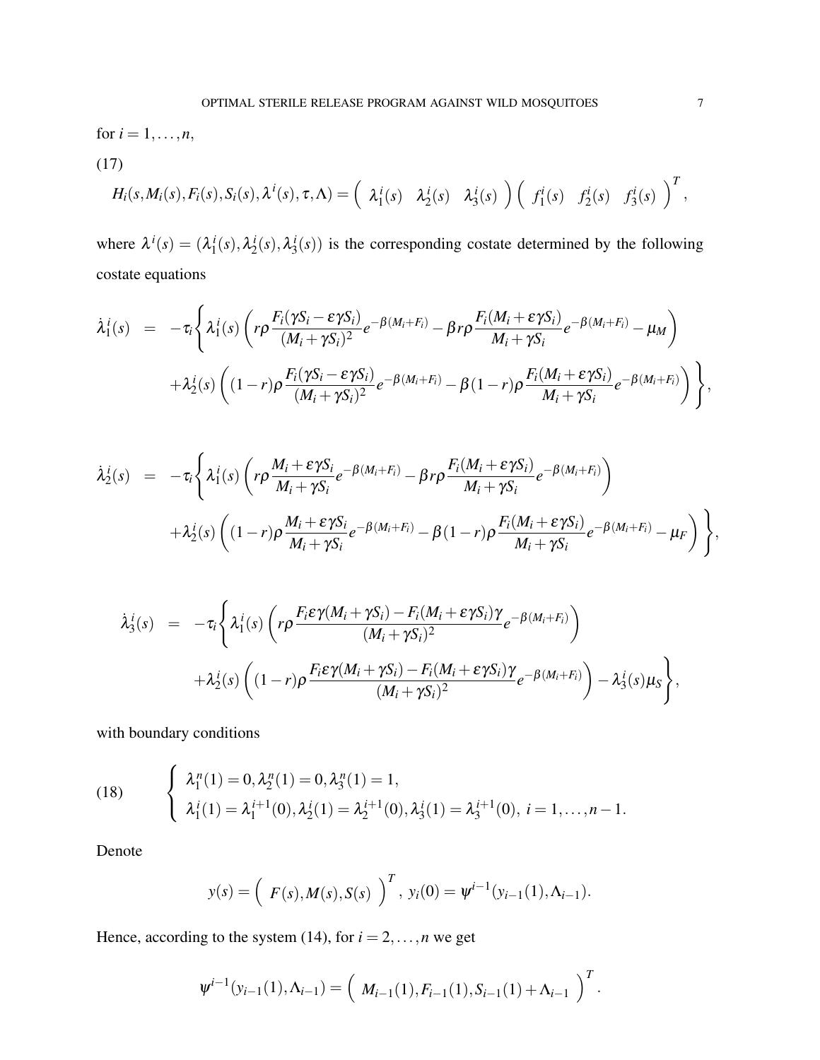for $i = 1, \ldots, n$,

(17)

$$H_i(s, M_i(s), F_i(s), S_i(s), \lambda^i(s), \tau, \Lambda) = \begin{pmatrix} \lambda_1^i(s) & \lambda_2^i(s) & \lambda_3^i(s) \end{pmatrix} \begin{pmatrix} f_1^i(s) & f_2^i(s) & f_3^i(s) \end{pmatrix}^T,$$

where $\lambda^i(s) = (\lambda_1^i(s), \lambda_2^i(s), \lambda_3^i(s))$ is the corresponding costate determined by the following costate equations

$$\begin{aligned}
\dot{\lambda}_1^i(s) &= -\tau_i \Bigg\{ \lambda_1^i(s) \left( r\rho \frac{F_i(\gamma S_i - \varepsilon \gamma S_i)}{(M_i + \gamma S_i)^2} e^{-\beta(M_i+F_i)} - \beta r \rho \frac{F_i(M_i + \varepsilon \gamma S_i)}{M_i + \gamma S_i} e^{-\beta(M_i+F_i)} - \mu_M \right) \\
&\quad + \lambda_2^i(s) \left( (1-r)\rho \frac{F_i(\gamma S_i - \varepsilon \gamma S_i)}{(M_i + \gamma S_i)^2} e^{-\beta(M_i+F_i)} - \beta(1-r)\rho \frac{F_i(M_i + \varepsilon \gamma S_i)}{M_i + \gamma S_i} e^{-\beta(M_i+F_i)} \right) \Bigg\},
\end{aligned}$$

$$\begin{aligned}
\dot{\lambda}_2^i(s) &= -\tau_i \Bigg\{ \lambda_1^i(s) \left( r\rho \frac{M_i + \varepsilon \gamma S_i}{M_i + \gamma S_i} e^{-\beta(M_i+F_i)} - \beta r \rho \frac{F_i(M_i + \varepsilon \gamma S_i)}{M_i + \gamma S_i} e^{-\beta(M_i+F_i)} \right) \\
&\quad + \lambda_2^i(s) \left( (1-r)\rho \frac{M_i + \varepsilon \gamma S_i}{M_i + \gamma S_i} e^{-\beta(M_i+F_i)} - \beta(1-r)\rho \frac{F_i(M_i + \varepsilon \gamma S_i)}{M_i + \gamma S_i} e^{-\beta(M_i+F_i)} - \mu_F \right) \Bigg\},
\end{aligned}$$

$$\begin{aligned}
\dot{\lambda}_3^i(s) &= -\tau_i \Bigg\{ \lambda_1^i(s) \left( r\rho \frac{F_i \varepsilon \gamma (M_i + \gamma S_i) - F_i(M_i + \varepsilon \gamma S_i)\gamma}{(M_i + \gamma S_i)^2} e^{-\beta(M_i+F_i)} \right) \\
&\quad + \lambda_2^i(s) \left( (1-r)\rho \frac{F_i \varepsilon \gamma (M_i + \gamma S_i) - F_i(M_i + \varepsilon \gamma S_i)\gamma}{(M_i + \gamma S_i)^2} e^{-\beta(M_i+F_i)} \right) - \lambda_3^i(s)\mu_S \Bigg\},
\end{aligned}$$

with boundary conditions

$$\left\{ \begin{array}{l} \lambda_1^n(1) = 0, \lambda_2^n(1) = 0, \lambda_3^n(1) = 1, \\ \lambda_1^i(1) = \lambda_1^{i+1}(0), \lambda_2^i(1) = \lambda_2^{i+1}(0), \lambda_3^i(1) = \lambda_3^{i+1}(0), \ i = 1, \ldots, n-1. \end{array} \right. \tag{18}$$

Denote

$$y(s) = \begin{pmatrix} F(s), M(s), S(s) \end{pmatrix}^T, \ y_i(0) = \psi^{i-1}(y_{i-1}(1), \Lambda_{i-1}).$$

Hence, according to the system (14), for $i = 2, \ldots, n$ we get

$$\psi^{i-1}(y_{i-1}(1), \Lambda_{i-1}) = \begin{pmatrix} M_{i-1}(1), F_{i-1}(1), S_{i-1}(1) + \Lambda_{i-1} \end{pmatrix}^T.$$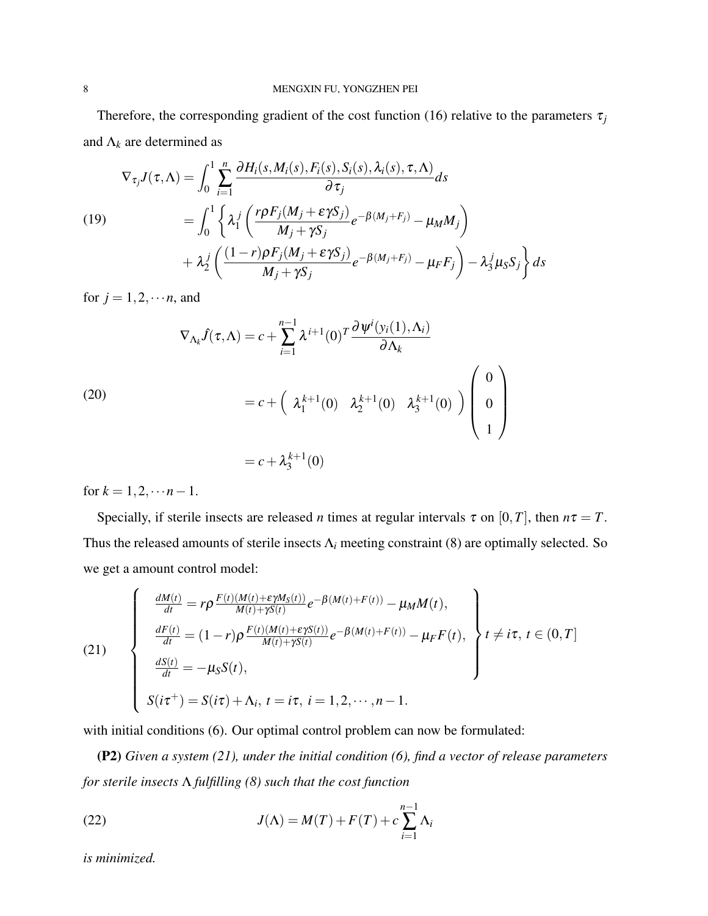Therefore, the corresponding gradient of the cost function (16) relative to the parameters $\tau_j$ and $\Lambda_k$ are determined as

$$
\begin{aligned}
\nabla_{\tau_j} J(\tau,\Lambda) &= \int_0^1 \sum_{i=1}^{n} \frac{\partial H_i(s, M_i(s), F_i(s), S_i(s), \lambda_i(s), \tau, \Lambda)}{\partial \tau_j} ds \\
&= \int_0^1 \Big\{ \lambda_1^j \left( \frac{r\rho F_j (M_j + \varepsilon\gamma S_j)}{M_j + \gamma S_j} e^{-\beta(M_j+F_j)} - \mu_M M_j \right) \\
&\quad + \lambda_2^j \left( \frac{(1-r)\rho F_j (M_j + \varepsilon\gamma S_j)}{M_j + \gamma S_j} e^{-\beta(M_j+F_j)} - \mu_F F_j \right) - \lambda_3^j \mu_S S_j \Big\} ds
\end{aligned}
\tag{19}
$$

for $j = 1, 2, \cdots n$, and

$$
\begin{aligned}
\nabla_{\Lambda_k} \hat{J}(\tau,\Lambda) &= c + \sum_{i=1}^{n-1} \lambda^{i+1}(0)^T \frac{\partial \psi^i(y_i(1), \Lambda_i)}{\partial \Lambda_k} \\
&= c + \begin{pmatrix} \lambda_1^{k+1}(0) & \lambda_2^{k+1}(0) & \lambda_3^{k+1}(0) \end{pmatrix} \begin{pmatrix} 0 \\ 0 \\ 1 \end{pmatrix} \\
&= c + \lambda_3^{k+1}(0)
\end{aligned}
\tag{20}
$$

for $k = 1, 2, \cdots n-1$.

Specially, if sterile insects are released $n$ times at regular intervals $\tau$ on $[0,T]$, then $n\tau = T$. Thus the released amounts of sterile insects $\Lambda_i$ meeting constraint (8) are optimally selected. So we get a amount control model:

$$
\begin{cases}
\left.
\begin{aligned}
&\frac{dM(t)}{dt} = r\rho \frac{F(t)(M(t)+\varepsilon\gamma M_S(t))}{M(t)+\gamma S(t)} e^{-\beta(M(t)+F(t))} - \mu_M M(t), \\
&\frac{dF(t)}{dt} = (1-r)\rho \frac{F(t)(M(t)+\varepsilon\gamma S(t))}{M(t)+\gamma S(t)} e^{-\beta(M(t)+F(t))} - \mu_F F(t), \\
&\frac{dS(t)}{dt} = -\mu_S S(t),
\end{aligned}
\right\} t \neq i\tau,\ t \in (0,T] \\
S(i\tau^+) = S(i\tau) + \Lambda_i,\ t = i\tau,\ i = 1, 2, \cdots, n-1.
\end{cases}
\tag{21}
$$

with initial conditions (6). Our optimal control problem can now be formulated:

**(P2)** *Given a system (21), under the initial condition (6), find a vector of release parameters for sterile insects $\Lambda$ fulfilling (8) such that the cost function*

$$
J(\Lambda) = M(T) + F(T) + c \sum_{i=1}^{n-1} \Lambda_i
\tag{22}
$$

*is minimized.*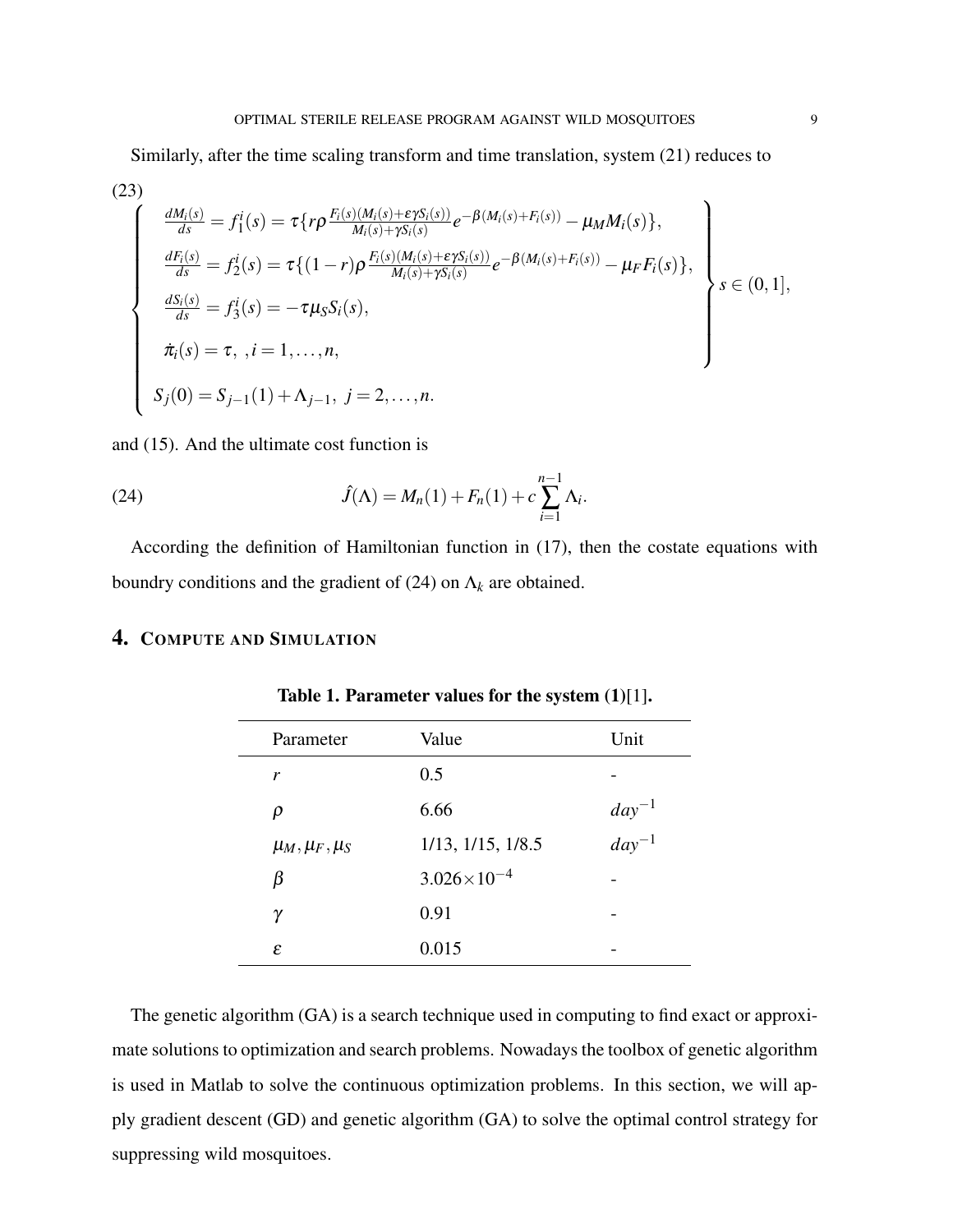Similarly, after the time scaling transform and time translation, system (21) reduces to

$$
\left\{
\begin{array}{l}
\left.
\begin{array}{l}
\frac{dM_i(s)}{ds} = f_1^i(s) = \tau\{r\rho \frac{F_i(s)(M_i(s)+\varepsilon\gamma S_i(s))}{M_i(s)+\gamma S_i(s)} e^{-\beta(M_i(s)+F_i(s))} - \mu_M M_i(s)\}, \\
\frac{dF_i(s)}{ds} = f_2^i(s) = \tau\{(1-r)\rho \frac{F_i(s)(M_i(s)+\varepsilon\gamma S_i(s))}{M_i(s)+\gamma S_i(s)} e^{-\beta(M_i(s)+F_i(s))} - \mu_F F_i(s)\}, \\
\frac{dS_i(s)}{ds} = f_3^i(s) = -\tau\mu_S S_i(s), \\
\dot{\pi}_i(s) = \tau, \ , i = 1, \ldots, n,
\end{array}
\right\} s \in (0,1], \\
S_j(0) = S_{j-1}(1) + \Lambda_{j-1}, \ j = 2, \ldots, n.
\end{array}
\right.
\tag{23}
$$

and (15). And the ultimate cost function is

$$
\hat{J}(\Lambda) = M_n(1) + F_n(1) + c\sum_{i=1}^{n-1} \Lambda_i. \tag{24}
$$

According the definition of Hamiltonian function in (17), then the costate equations with boundry conditions and the gradient of (24) on $\Lambda_k$ are obtained.

## 4. Compute and Simulation

**Table 1. Parameter values for the system (1)[1].**

| Parameter | Value | Unit |
|---|---|---|
| $r$ | 0.5 | - |
| $\rho$ | 6.66 | $day^{-1}$ |
| $\mu_M, \mu_F, \mu_S$ | 1/13, 1/15, 1/8.5 | $day^{-1}$ |
| $\beta$ | $3.026\times10^{-4}$ | - |
| $\gamma$ | 0.91 | - |
| $\varepsilon$ | 0.015 | - |

The genetic algorithm (GA) is a search technique used in computing to find exact or approximate solutions to optimization and search problems. Nowadays the toolbox of genetic algorithm is used in Matlab to solve the continuous optimization problems. In this section, we will apply gradient descent (GD) and genetic algorithm (GA) to solve the optimal control strategy for suppressing wild mosquitoes.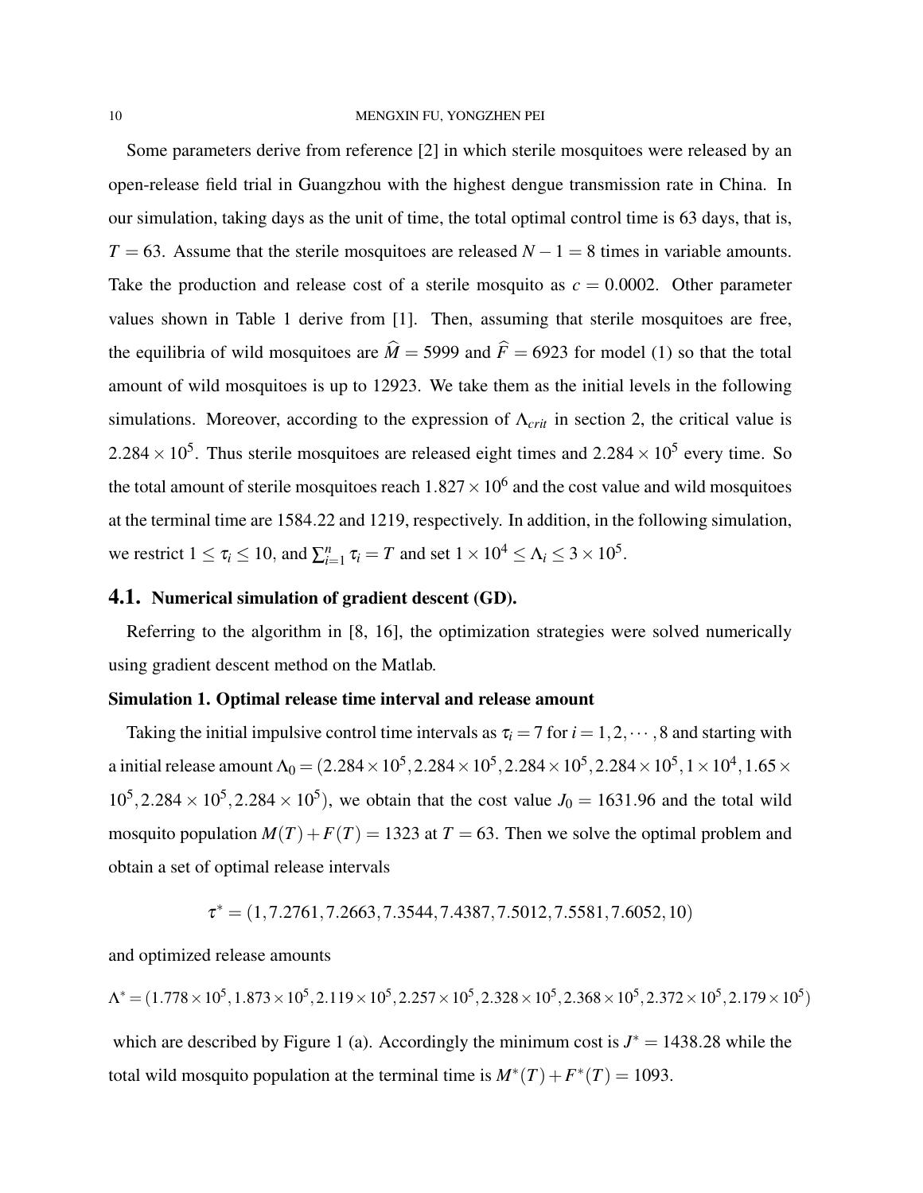Some parameters derive from reference [2] in which sterile mosquitoes were released by an open-release field trial in Guangzhou with the highest dengue transmission rate in China. In our simulation, taking days as the unit of time, the total optimal control time is 63 days, that is, $T = 63$. Assume that the sterile mosquitoes are released $N-1 = 8$ times in variable amounts. Take the production and release cost of a sterile mosquito as $c = 0.0002$. Other parameter values shown in Table 1 derive from [1]. Then, assuming that sterile mosquitoes are free, the equilibria of wild mosquitoes are $\widehat{M} = 5999$ and $\widehat{F} = 6923$ for model (1) so that the total amount of wild mosquitoes is up to 12923. We take them as the initial levels in the following simulations. Moreover, according to the expression of $\Lambda_{crit}$ in section 2, the critical value is $2.284 \times 10^5$. Thus sterile mosquitoes are released eight times and $2.284 \times 10^5$ every time. So the total amount of sterile mosquitoes reach $1.827 \times 10^6$ and the cost value and wild mosquitoes at the terminal time are 1584.22 and 1219, respectively. In addition, in the following simulation, we restrict $1 \le \tau_i \le 10$, and $\sum_{i=1}^{n} \tau_i = T$ and set $1 \times 10^4 \le \Lambda_i \le 3 \times 10^5$.

## 4.1. Numerical simulation of gradient descent (GD).

Referring to the algorithm in [8, 16], the optimization strategies were solved numerically using gradient descent method on the Matlab.

**Simulation 1. Optimal release time interval and release amount**

Taking the initial impulsive control time intervals as $\tau_i = 7$ for $i = 1, 2, \cdots, 8$ and starting with a initial release amount $\Lambda_0 = (2.284 \times 10^5, 2.284 \times 10^5, 2.284 \times 10^5, 2.284 \times 10^5, 1 \times 10^4, 1.65 \times 10^5, 2.284 \times 10^5, 2.284 \times 10^5)$, we obtain that the cost value $J_0 = 1631.96$ and the total wild mosquito population $M(T) + F(T) = 1323$ at $T = 63$. Then we solve the optimal problem and obtain a set of optimal release intervals

$$\tau^* = (1, 7.2761, 7.2663, 7.3544, 7.4387, 7.5012, 7.5581, 7.6052, 10)$$

and optimized release amounts

$$\Lambda^* = (1.778 \times 10^5, 1.873 \times 10^5, 2.119 \times 10^5, 2.257 \times 10^5, 2.328 \times 10^5, 2.368 \times 10^5, 2.372 \times 10^5, 2.179 \times 10^5)$$

which are described by Figure 1 (a). Accordingly the minimum cost is $J^* = 1438.28$ while the total wild mosquito population at the terminal time is $M^*(T) + F^*(T) = 1093$.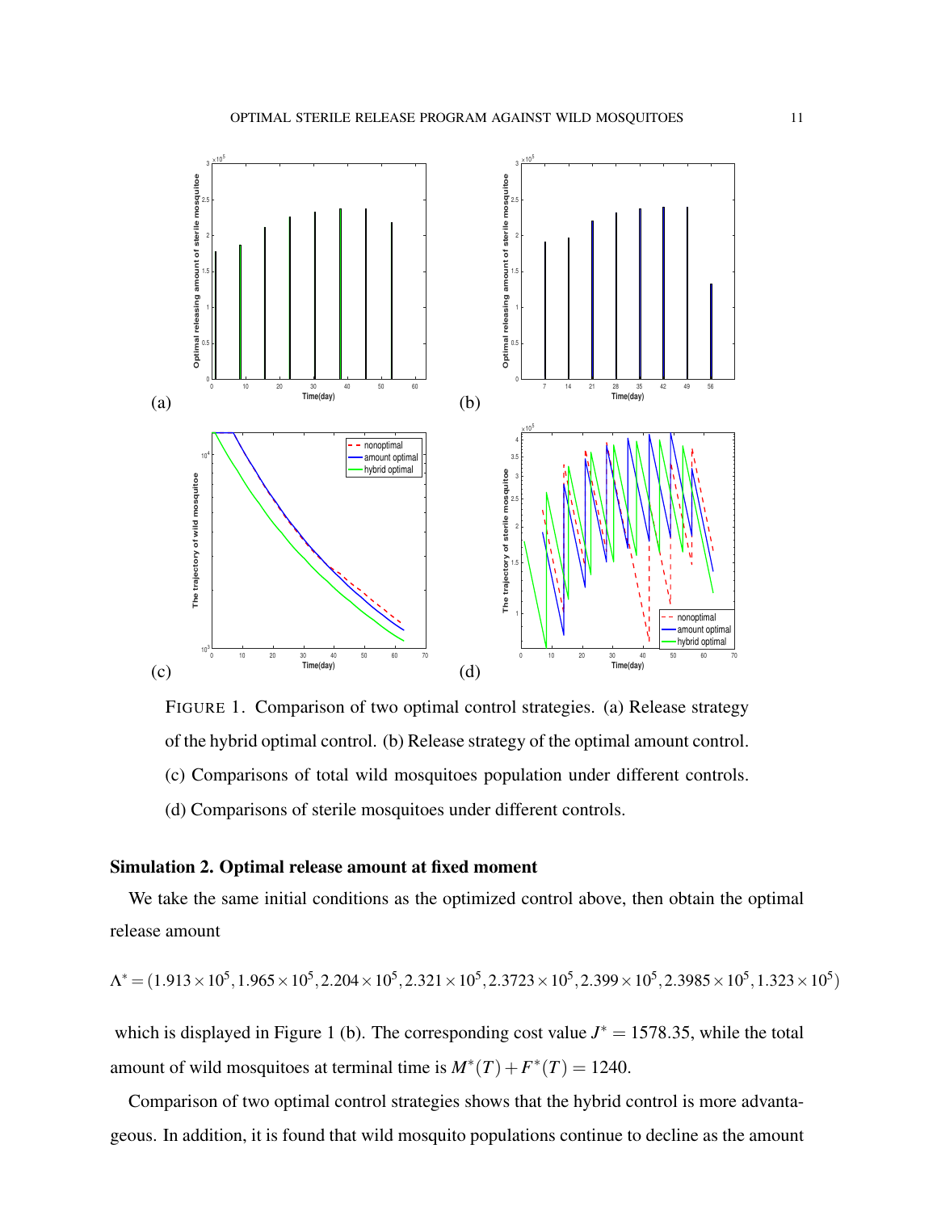FIGURE 1. Comparison of two optimal control strategies. (a) Release strategy of the hybrid optimal control. (b) Release strategy of the optimal amount control. (c) Comparisons of total wild mosquitoes population under different controls. (d) Comparisons of sterile mosquitoes under different controls.

**Simulation 2. Optimal release amount at fixed moment**

We take the same initial conditions as the optimized control above, then obtain the optimal release amount

$$\Lambda^* = (1.913\times10^5, 1.965\times10^5, 2.204\times10^5, 2.321\times10^5, 2.3723\times10^5, 2.399\times10^5, 2.3985\times10^5, 1.323\times10^5)$$

which is displayed in Figure 1 (b). The corresponding cost value $J^* = 1578.35$, while the total amount of wild mosquitoes at terminal time is $M^*(T)+F^*(T) = 1240$.

Comparison of two optimal control strategies shows that the hybrid control is more advantageous. In addition, it is found that wild mosquito populations continue to decline as the amount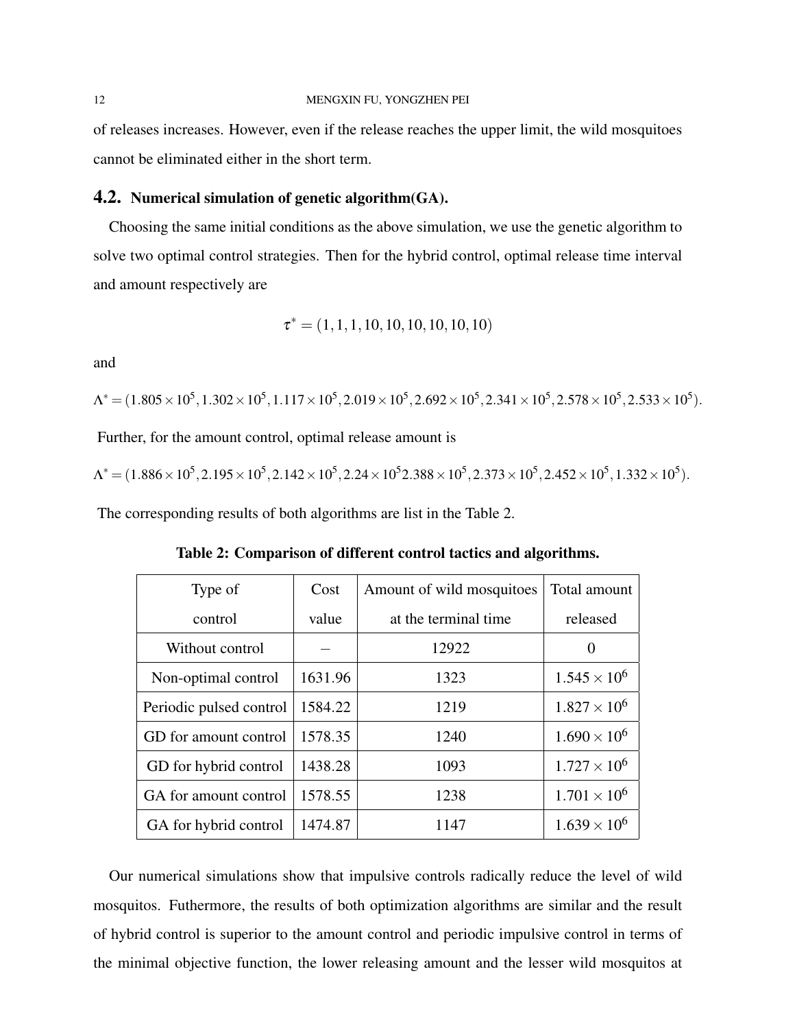of releases increases. However, even if the release reaches the upper limit, the wild mosquitoes cannot be eliminated either in the short term.

## 4.2. Numerical simulation of genetic algorithm(GA).

Choosing the same initial conditions as the above simulation, we use the genetic algorithm to solve two optimal control strategies. Then for the hybrid control, optimal release time interval and amount respectively are

$$\tau^* = (1, 1, 1, 10, 10, 10, 10, 10, 10)$$

and

$$\Lambda^* = (1.805\times10^5, 1.302\times10^5, 1.117\times10^5, 2.019\times10^5, 2.692\times10^5, 2.341\times10^5, 2.578\times10^5, 2.533\times10^5).$$

Further, for the amount control, optimal release amount is

$$\Lambda^* = (1.886\times10^5, 2.195\times10^5, 2.142\times10^5, 2.24\times10^5 2.388\times10^5, 2.373\times10^5, 2.452\times10^5, 1.332\times10^5).$$

The corresponding results of both algorithms are list in the Table 2.

**Table 2: Comparison of different control tactics and algorithms.**

| Type of control | Cost value | Amount of wild mosquitoes at the terminal time | Total amount released |
|---|---|---|---|
| Without control | – | 12922 | 0 |
| Non-optimal control | 1631.96 | 1323 | $1.545\times10^6$ |
| Periodic pulsed control | 1584.22 | 1219 | $1.827\times10^6$ |
| GD for amount control | 1578.35 | 1240 | $1.690\times10^6$ |
| GD for hybrid control | 1438.28 | 1093 | $1.727\times10^6$ |
| GA for amount control | 1578.55 | 1238 | $1.701\times10^6$ |
| GA for hybrid control | 1474.87 | 1147 | $1.639\times10^6$ |

Our numerical simulations show that impulsive controls radically reduce the level of wild mosquitos. Futhermore, the results of both optimization algorithms are similar and the result of hybrid control is superior to the amount control and periodic impulsive control in terms of the minimal objective function, the lower releasing amount and the lesser wild mosquitos at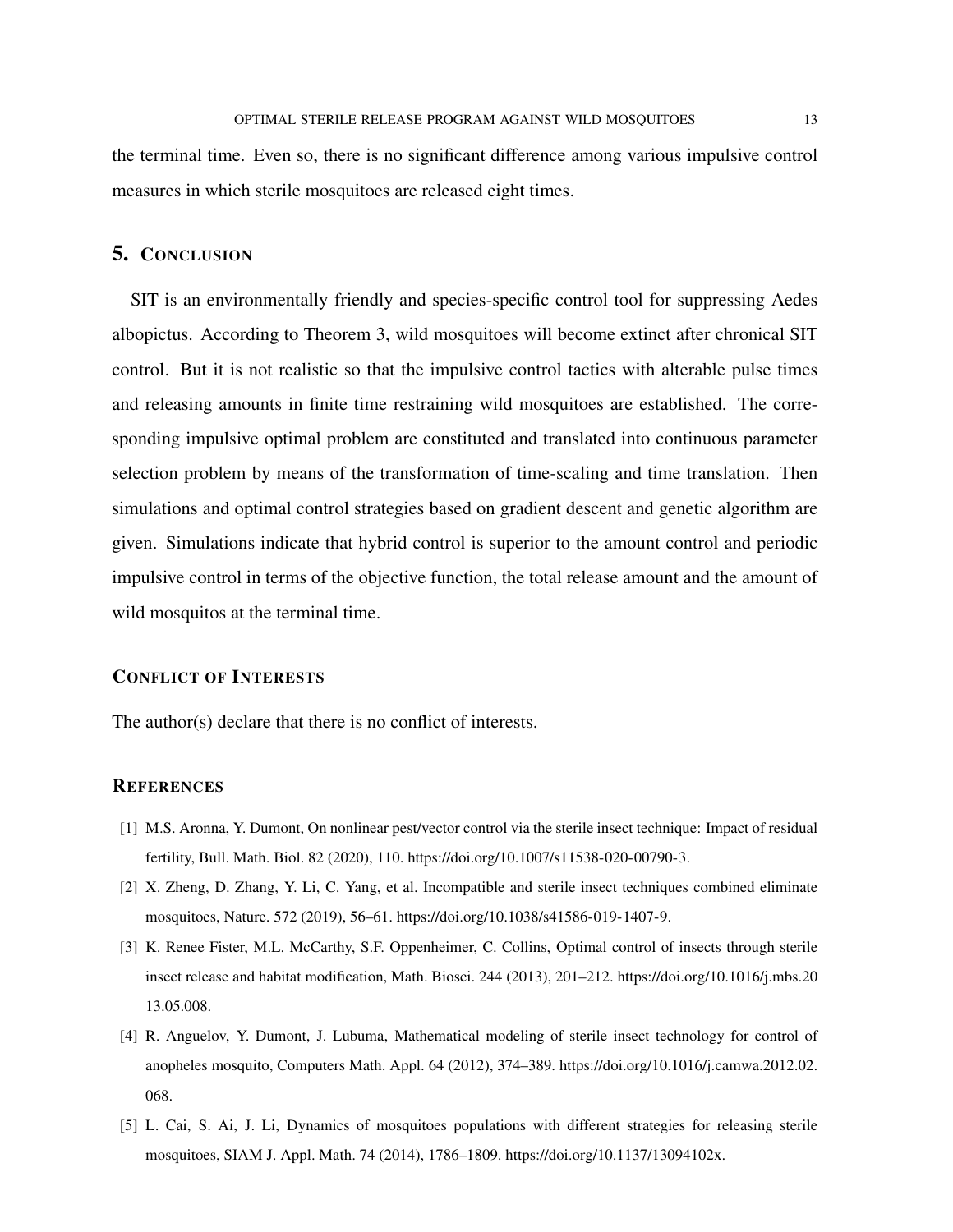the terminal time. Even so, there is no significant difference among various impulsive control measures in which sterile mosquitoes are released eight times.

## 5. Conclusion

SIT is an environmentally friendly and species-specific control tool for suppressing Aedes albopictus. According to Theorem 3, wild mosquitoes will become extinct after chronical SIT control. But it is not realistic so that the impulsive control tactics with alterable pulse times and releasing amounts in finite time restraining wild mosquitoes are established. The corresponding impulsive optimal problem are constituted and translated into continuous parameter selection problem by means of the transformation of time-scaling and time translation. Then simulations and optimal control strategies based on gradient descent and genetic algorithm are given. Simulations indicate that hybrid control is superior to the amount control and periodic impulsive control in terms of the objective function, the total release amount and the amount of wild mosquitos at the terminal time.

### Conflict of Interests

The author(s) declare that there is no conflict of interests.

### References

[1] M.S. Aronna, Y. Dumont, On nonlinear pest/vector control via the sterile insect technique: Impact of residual fertility, Bull. Math. Biol. 82 (2020), 110. https://doi.org/10.1007/s11538-020-00790-3.

[2] X. Zheng, D. Zhang, Y. Li, C. Yang, et al. Incompatible and sterile insect techniques combined eliminate mosquitoes, Nature. 572 (2019), 56–61. https://doi.org/10.1038/s41586-019-1407-9.

[3] K. Renee Fister, M.L. McCarthy, S.F. Oppenheimer, C. Collins, Optimal control of insects through sterile insect release and habitat modification, Math. Biosci. 244 (2013), 201–212. https://doi.org/10.1016/j.mbs.2013.05.008.

[4] R. Anguelov, Y. Dumont, J. Lubuma, Mathematical modeling of sterile insect technology for control of anopheles mosquito, Computers Math. Appl. 64 (2012), 374–389. https://doi.org/10.1016/j.camwa.2012.02.068.

[5] L. Cai, S. Ai, J. Li, Dynamics of mosquitoes populations with different strategies for releasing sterile mosquitoes, SIAM J. Appl. Math. 74 (2014), 1786–1809. https://doi.org/10.1137/13094102x.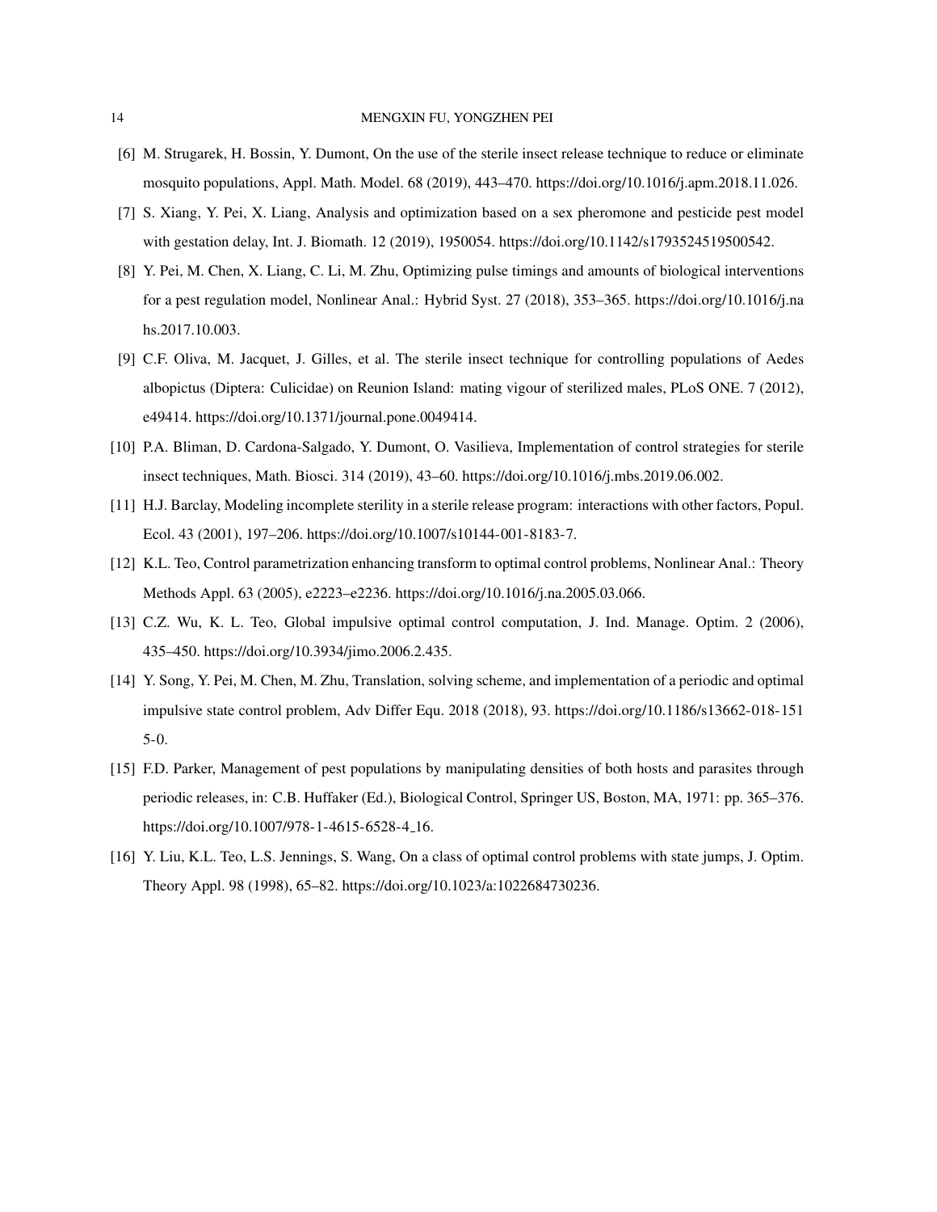[6] M. Strugarek, H. Bossin, Y. Dumont, On the use of the sterile insect release technique to reduce or eliminate mosquito populations, Appl. Math. Model. 68 (2019), 443–470. https://doi.org/10.1016/j.apm.2018.11.026.

[7] S. Xiang, Y. Pei, X. Liang, Analysis and optimization based on a sex pheromone and pesticide pest model with gestation delay, Int. J. Biomath. 12 (2019), 1950054. https://doi.org/10.1142/s1793524519500542.

[8] Y. Pei, M. Chen, X. Liang, C. Li, M. Zhu, Optimizing pulse timings and amounts of biological interventions for a pest regulation model, Nonlinear Anal.: Hybrid Syst. 27 (2018), 353–365. https://doi.org/10.1016/j.nahs.2017.10.003.

[9] C.F. Oliva, M. Jacquet, J. Gilles, et al. The sterile insect technique for controlling populations of Aedes albopictus (Diptera: Culicidae) on Reunion Island: mating vigour of sterilized males, PLoS ONE. 7 (2012), e49414. https://doi.org/10.1371/journal.pone.0049414.

[10] P.A. Bliman, D. Cardona-Salgado, Y. Dumont, O. Vasilieva, Implementation of control strategies for sterile insect techniques, Math. Biosci. 314 (2019), 43–60. https://doi.org/10.1016/j.mbs.2019.06.002.

[11] H.J. Barclay, Modeling incomplete sterility in a sterile release program: interactions with other factors, Popul. Ecol. 43 (2001), 197–206. https://doi.org/10.1007/s10144-001-8183-7.

[12] K.L. Teo, Control parametrization enhancing transform to optimal control problems, Nonlinear Anal.: Theory Methods Appl. 63 (2005), e2223–e2236. https://doi.org/10.1016/j.na.2005.03.066.

[13] C.Z. Wu, K. L. Teo, Global impulsive optimal control computation, J. Ind. Manage. Optim. 2 (2006), 435–450. https://doi.org/10.3934/jimo.2006.2.435.

[14] Y. Song, Y. Pei, M. Chen, M. Zhu, Translation, solving scheme, and implementation of a periodic and optimal impulsive state control problem, Adv Differ Equ. 2018 (2018), 93. https://doi.org/10.1186/s13662-018-1515-0.

[15] F.D. Parker, Management of pest populations by manipulating densities of both hosts and parasites through periodic releases, in: C.B. Huffaker (Ed.), Biological Control, Springer US, Boston, MA, 1971: pp. 365–376. https://doi.org/10.1007/978-1-4615-6528-4_16.

[16] Y. Liu, K.L. Teo, L.S. Jennings, S. Wang, On a class of optimal control problems with state jumps, J. Optim. Theory Appl. 98 (1998), 65–82. https://doi.org/10.1023/a:1022684730236.